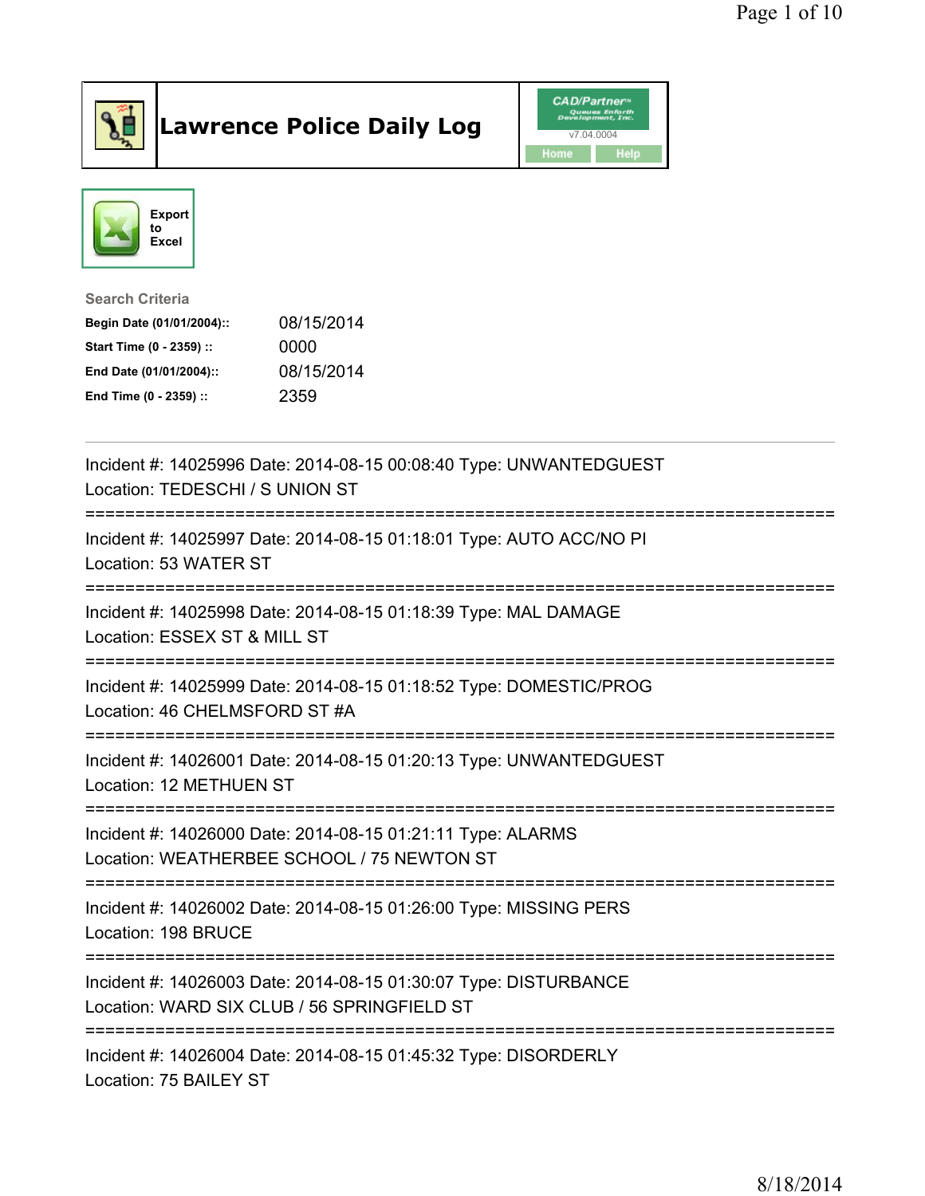# Lawrence Police Daily Log

CAD/Partner v7.04.0004

Home Help

Export to Excel

**Search Criteria**

| | |
|---|---|
| **Begin Date (01/01/2004)::** | 08/15/2014 |
| **Start Time (0 - 2359) ::** | 0000 |
| **End Date (01/01/2004)::** | 08/15/2014 |
| **End Time (0 - 2359) ::** | 2359 |

---

Incident #: 14025996 Date: 2014-08-15 00:08:40 Type: UNWANTEDGUEST
Location: TEDESCHI / S UNION ST

===========================================================================

Incident #: 14025997 Date: 2014-08-15 01:18:01 Type: AUTO ACC/NO PI
Location: 53 WATER ST

===========================================================================

Incident #: 14025998 Date: 2014-08-15 01:18:39 Type: MAL DAMAGE
Location: ESSEX ST & MILL ST

===========================================================================

Incident #: 14025999 Date: 2014-08-15 01:18:52 Type: DOMESTIC/PROG
Location: 46 CHELMSFORD ST #A

===========================================================================

Incident #: 14026001 Date: 2014-08-15 01:20:13 Type: UNWANTEDGUEST
Location: 12 METHUEN ST

===========================================================================

Incident #: 14026000 Date: 2014-08-15 01:21:11 Type: ALARMS
Location: WEATHERBEE SCHOOL / 75 NEWTON ST

===========================================================================

Incident #: 14026002 Date: 2014-08-15 01:26:00 Type: MISSING PERS
Location: 198 BRUCE

===========================================================================

Incident #: 14026003 Date: 2014-08-15 01:30:07 Type: DISTURBANCE
Location: WARD SIX CLUB / 56 SPRINGFIELD ST

===========================================================================

Incident #: 14026004 Date: 2014-08-15 01:45:32 Type: DISORDERLY
Location: 75 BAILEY ST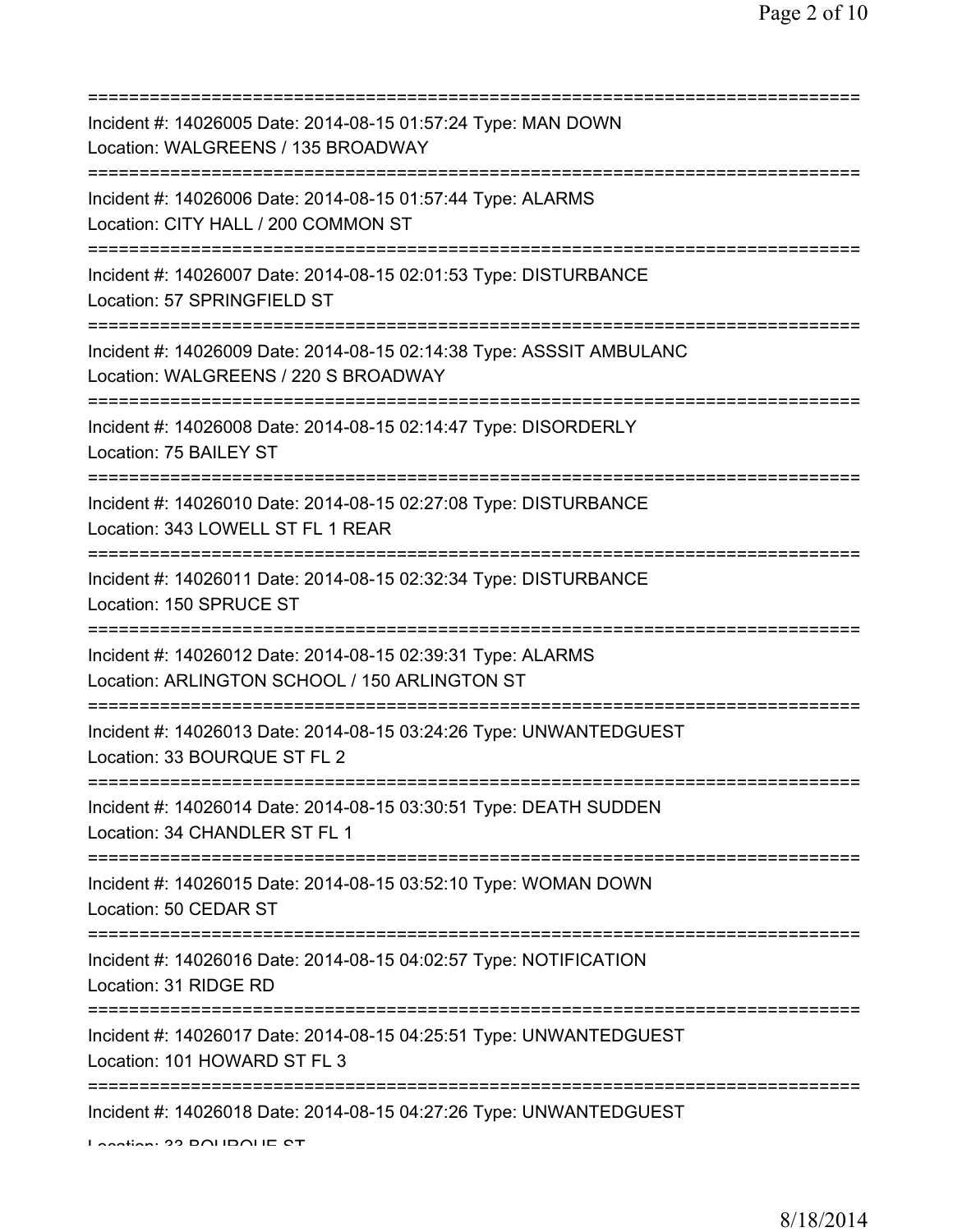===========================================================================
Incident #: 14026005 Date: 2014-08-15 01:57:24 Type: MAN DOWN
Location: WALGREENS / 135 BROADWAY
===========================================================================
Incident #: 14026006 Date: 2014-08-15 01:57:44 Type: ALARMS
Location: CITY HALL / 200 COMMON ST
===========================================================================
Incident #: 14026007 Date: 2014-08-15 02:01:53 Type: DISTURBANCE
Location: 57 SPRINGFIELD ST
===========================================================================
Incident #: 14026009 Date: 2014-08-15 02:14:38 Type: ASSSIT AMBULANC
Location: WALGREENS / 220 S BROADWAY
===========================================================================
Incident #: 14026008 Date: 2014-08-15 02:14:47 Type: DISORDERLY
Location: 75 BAILEY ST
===========================================================================
Incident #: 14026010 Date: 2014-08-15 02:27:08 Type: DISTURBANCE
Location: 343 LOWELL ST FL 1 REAR
===========================================================================
Incident #: 14026011 Date: 2014-08-15 02:32:34 Type: DISTURBANCE
Location: 150 SPRUCE ST
===========================================================================
Incident #: 14026012 Date: 2014-08-15 02:39:31 Type: ALARMS
Location: ARLINGTON SCHOOL / 150 ARLINGTON ST
===========================================================================
Incident #: 14026013 Date: 2014-08-15 03:24:26 Type: UNWANTEDGUEST
Location: 33 BOURQUE ST FL 2
===========================================================================
Incident #: 14026014 Date: 2014-08-15 03:30:51 Type: DEATH SUDDEN
Location: 34 CHANDLER ST FL 1
===========================================================================
Incident #: 14026015 Date: 2014-08-15 03:52:10 Type: WOMAN DOWN
Location: 50 CEDAR ST
===========================================================================
Incident #: 14026016 Date: 2014-08-15 04:02:57 Type: NOTIFICATION
Location: 31 RIDGE RD
===========================================================================
Incident #: 14026017 Date: 2014-08-15 04:25:51 Type: UNWANTEDGUEST
Location: 101 HOWARD ST FL 3
===========================================================================
Incident #: 14026018 Date: 2014-08-15 04:27:26 Type: UNWANTEDGUEST
Location: 33 BOURQUE ST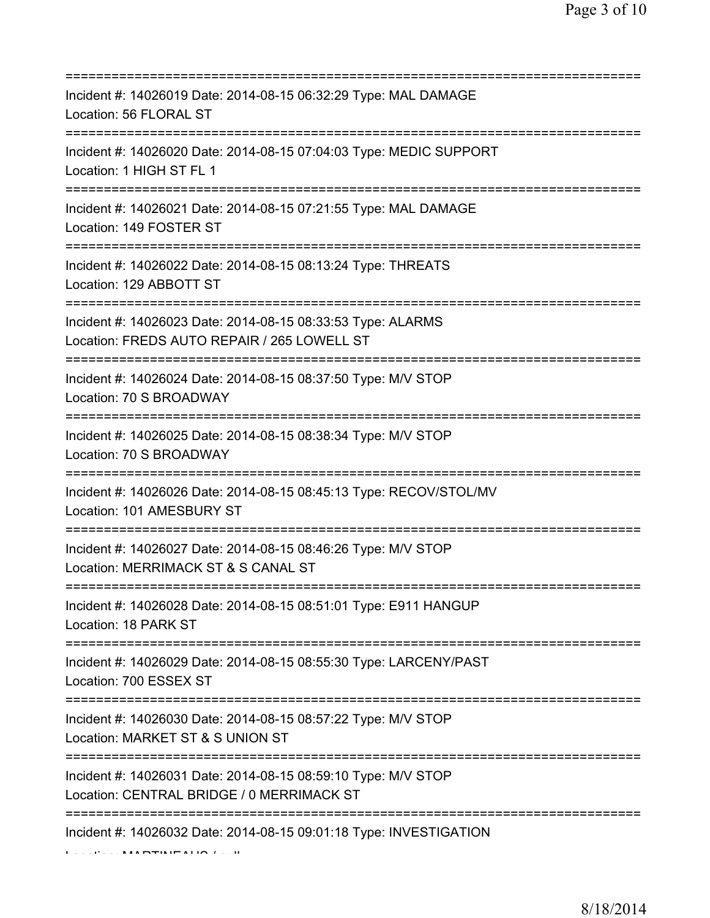===========================================================================

Incident #: 14026019 Date: 2014-08-15 06:32:29 Type: MAL DAMAGE
Location: 56 FLORAL ST

===========================================================================

Incident #: 14026020 Date: 2014-08-15 07:04:03 Type: MEDIC SUPPORT
Location: 1 HIGH ST FL 1

===========================================================================

Incident #: 14026021 Date: 2014-08-15 07:21:55 Type: MAL DAMAGE
Location: 149 FOSTER ST

===========================================================================

Incident #: 14026022 Date: 2014-08-15 08:13:24 Type: THREATS
Location: 129 ABBOTT ST

===========================================================================

Incident #: 14026023 Date: 2014-08-15 08:33:53 Type: ALARMS
Location: FREDS AUTO REPAIR / 265 LOWELL ST

===========================================================================

Incident #: 14026024 Date: 2014-08-15 08:37:50 Type: M/V STOP
Location: 70 S BROADWAY

===========================================================================

Incident #: 14026025 Date: 2014-08-15 08:38:34 Type: M/V STOP
Location: 70 S BROADWAY

===========================================================================

Incident #: 14026026 Date: 2014-08-15 08:45:13 Type: RECOV/STOL/MV
Location: 101 AMESBURY ST

===========================================================================

Incident #: 14026027 Date: 2014-08-15 08:46:26 Type: M/V STOP
Location: MERRIMACK ST & S CANAL ST

===========================================================================

Incident #: 14026028 Date: 2014-08-15 08:51:01 Type: E911 HANGUP
Location: 18 PARK ST

===========================================================================

Incident #: 14026029 Date: 2014-08-15 08:55:30 Type: LARCENY/PAST
Location: 700 ESSEX ST

===========================================================================

Incident #: 14026030 Date: 2014-08-15 08:57:22 Type: M/V STOP
Location: MARKET ST & S UNION ST

===========================================================================

Incident #: 14026031 Date: 2014-08-15 08:59:10 Type: M/V STOP
Location: CENTRAL BRIDGE / 0 MERRIMACK ST

===========================================================================

Incident #: 14026032 Date: 2014-08-15 09:01:18 Type: INVESTIGATION
Location: MARTINEAUS / null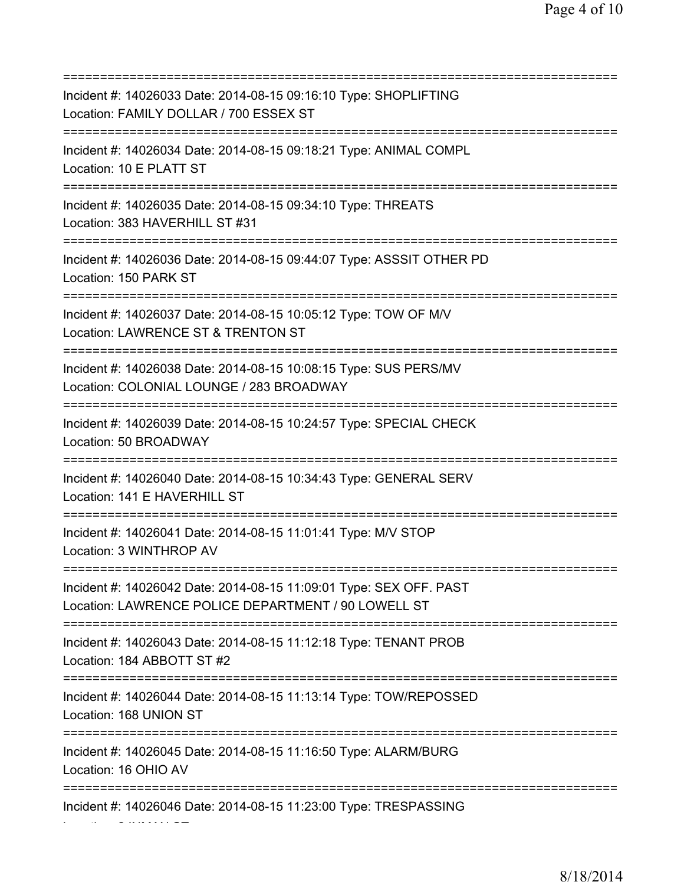===========================================================================

Incident #: 14026033 Date: 2014-08-15 09:16:10 Type: SHOPLIFTING
Location: FAMILY DOLLAR / 700 ESSEX ST

===========================================================================

Incident #: 14026034 Date: 2014-08-15 09:18:21 Type: ANIMAL COMPL
Location: 10 E PLATT ST

===========================================================================

Incident #: 14026035 Date: 2014-08-15 09:34:10 Type: THREATS
Location: 383 HAVERHILL ST #31

===========================================================================

Incident #: 14026036 Date: 2014-08-15 09:44:07 Type: ASSSIT OTHER PD
Location: 150 PARK ST

===========================================================================

Incident #: 14026037 Date: 2014-08-15 10:05:12 Type: TOW OF M/V
Location: LAWRENCE ST & TRENTON ST

===========================================================================

Incident #: 14026038 Date: 2014-08-15 10:08:15 Type: SUS PERS/MV
Location: COLONIAL LOUNGE / 283 BROADWAY

===========================================================================

Incident #: 14026039 Date: 2014-08-15 10:24:57 Type: SPECIAL CHECK
Location: 50 BROADWAY

===========================================================================

Incident #: 14026040 Date: 2014-08-15 10:34:43 Type: GENERAL SERV
Location: 141 E HAVERHILL ST

===========================================================================

Incident #: 14026041 Date: 2014-08-15 11:01:41 Type: M/V STOP
Location: 3 WINTHROP AV

===========================================================================

Incident #: 14026042 Date: 2014-08-15 11:09:01 Type: SEX OFF. PAST
Location: LAWRENCE POLICE DEPARTMENT / 90 LOWELL ST

===========================================================================

Incident #: 14026043 Date: 2014-08-15 11:12:18 Type: TENANT PROB
Location: 184 ABBOTT ST #2

===========================================================================

Incident #: 14026044 Date: 2014-08-15 11:13:14 Type: TOW/REPOSSED
Location: 168 UNION ST

===========================================================================

Incident #: 14026045 Date: 2014-08-15 11:16:50 Type: ALARM/BURG
Location: 16 OHIO AV

===========================================================================

Incident #: 14026046 Date: 2014-08-15 11:23:00 Type: TRESPASSING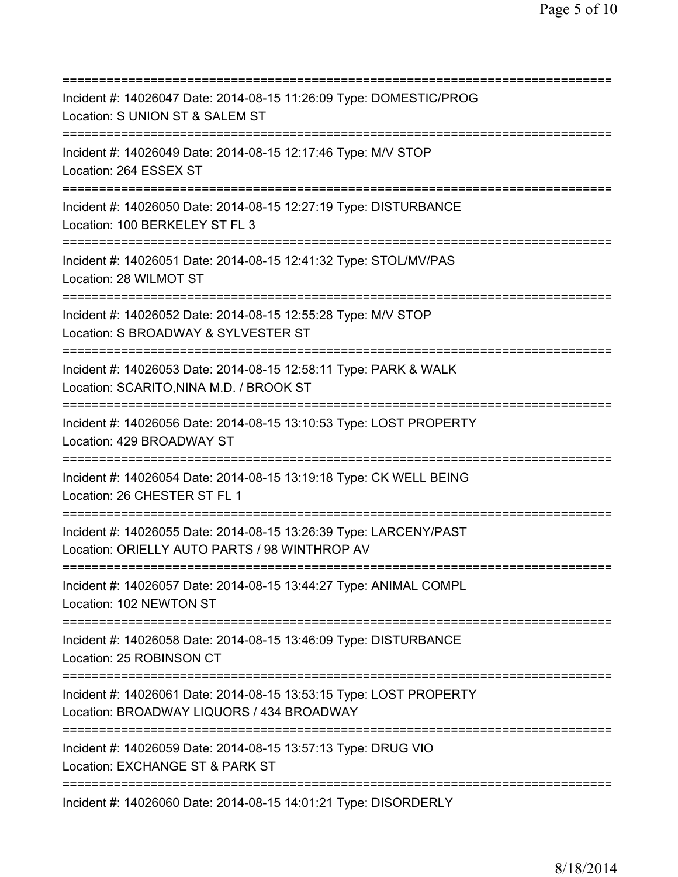==========================================================================
Incident #: 14026047 Date: 2014-08-15 11:26:09 Type: DOMESTIC/PROG
Location: S UNION ST & SALEM ST
==========================================================================
Incident #: 14026049 Date: 2014-08-15 12:17:46 Type: M/V STOP
Location: 264 ESSEX ST
==========================================================================
Incident #: 14026050 Date: 2014-08-15 12:27:19 Type: DISTURBANCE
Location: 100 BERKELEY ST FL 3
==========================================================================
Incident #: 14026051 Date: 2014-08-15 12:41:32 Type: STOL/MV/PAS
Location: 28 WILMOT ST
==========================================================================
Incident #: 14026052 Date: 2014-08-15 12:55:28 Type: M/V STOP
Location: S BROADWAY & SYLVESTER ST
==========================================================================
Incident #: 14026053 Date: 2014-08-15 12:58:11 Type: PARK & WALK
Location: SCARITO,NINA M.D. / BROOK ST
==========================================================================
Incident #: 14026056 Date: 2014-08-15 13:10:53 Type: LOST PROPERTY
Location: 429 BROADWAY ST
==========================================================================
Incident #: 14026054 Date: 2014-08-15 13:19:18 Type: CK WELL BEING
Location: 26 CHESTER ST FL 1
==========================================================================
Incident #: 14026055 Date: 2014-08-15 13:26:39 Type: LARCENY/PAST
Location: ORIELLY AUTO PARTS / 98 WINTHROP AV
==========================================================================
Incident #: 14026057 Date: 2014-08-15 13:44:27 Type: ANIMAL COMPL
Location: 102 NEWTON ST
==========================================================================
Incident #: 14026058 Date: 2014-08-15 13:46:09 Type: DISTURBANCE
Location: 25 ROBINSON CT
==========================================================================
Incident #: 14026061 Date: 2014-08-15 13:53:15 Type: LOST PROPERTY
Location: BROADWAY LIQUORS / 434 BROADWAY
==========================================================================
Incident #: 14026059 Date: 2014-08-15 13:57:13 Type: DRUG VIO
Location: EXCHANGE ST & PARK ST
==========================================================================
Incident #: 14026060 Date: 2014-08-15 14:01:21 Type: DISORDERLY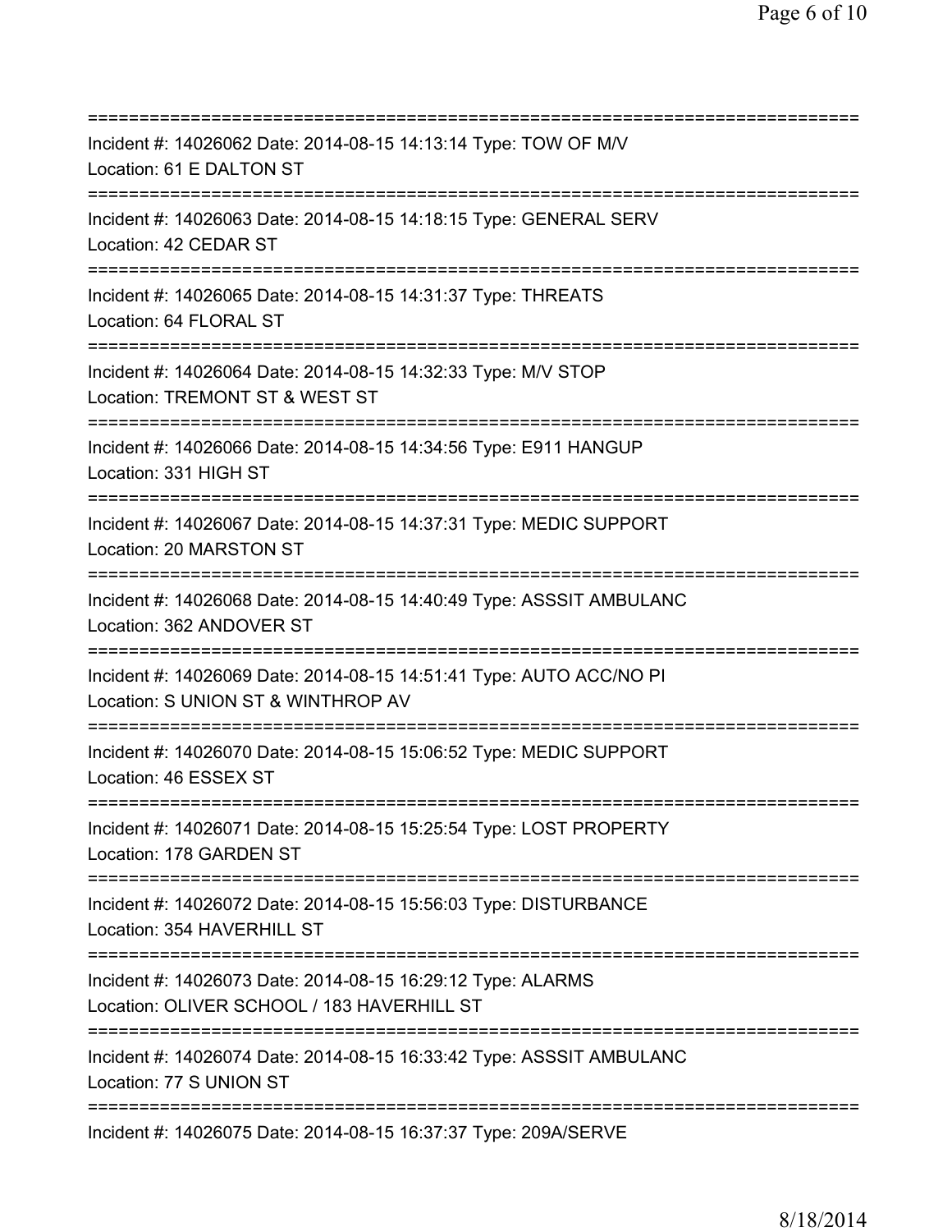===========================================================================

Incident #: 14026062 Date: 2014-08-15 14:13:14 Type: TOW OF M/V
Location: 61 E DALTON ST

===========================================================================

Incident #: 14026063 Date: 2014-08-15 14:18:15 Type: GENERAL SERV
Location: 42 CEDAR ST

===========================================================================

Incident #: 14026065 Date: 2014-08-15 14:31:37 Type: THREATS
Location: 64 FLORAL ST

===========================================================================

Incident #: 14026064 Date: 2014-08-15 14:32:33 Type: M/V STOP
Location: TREMONT ST & WEST ST

===========================================================================

Incident #: 14026066 Date: 2014-08-15 14:34:56 Type: E911 HANGUP
Location: 331 HIGH ST

===========================================================================

Incident #: 14026067 Date: 2014-08-15 14:37:31 Type: MEDIC SUPPORT
Location: 20 MARSTON ST

===========================================================================

Incident #: 14026068 Date: 2014-08-15 14:40:49 Type: ASSSIT AMBULANC
Location: 362 ANDOVER ST

===========================================================================

Incident #: 14026069 Date: 2014-08-15 14:51:41 Type: AUTO ACC/NO PI
Location: S UNION ST & WINTHROP AV

===========================================================================

Incident #: 14026070 Date: 2014-08-15 15:06:52 Type: MEDIC SUPPORT
Location: 46 ESSEX ST

===========================================================================

Incident #: 14026071 Date: 2014-08-15 15:25:54 Type: LOST PROPERTY
Location: 178 GARDEN ST

===========================================================================

Incident #: 14026072 Date: 2014-08-15 15:56:03 Type: DISTURBANCE
Location: 354 HAVERHILL ST

===========================================================================

Incident #: 14026073 Date: 2014-08-15 16:29:12 Type: ALARMS
Location: OLIVER SCHOOL / 183 HAVERHILL ST

===========================================================================

Incident #: 14026074 Date: 2014-08-15 16:33:42 Type: ASSSIT AMBULANC
Location: 77 S UNION ST

===========================================================================

Incident #: 14026075 Date: 2014-08-15 16:37:37 Type: 209A/SERVE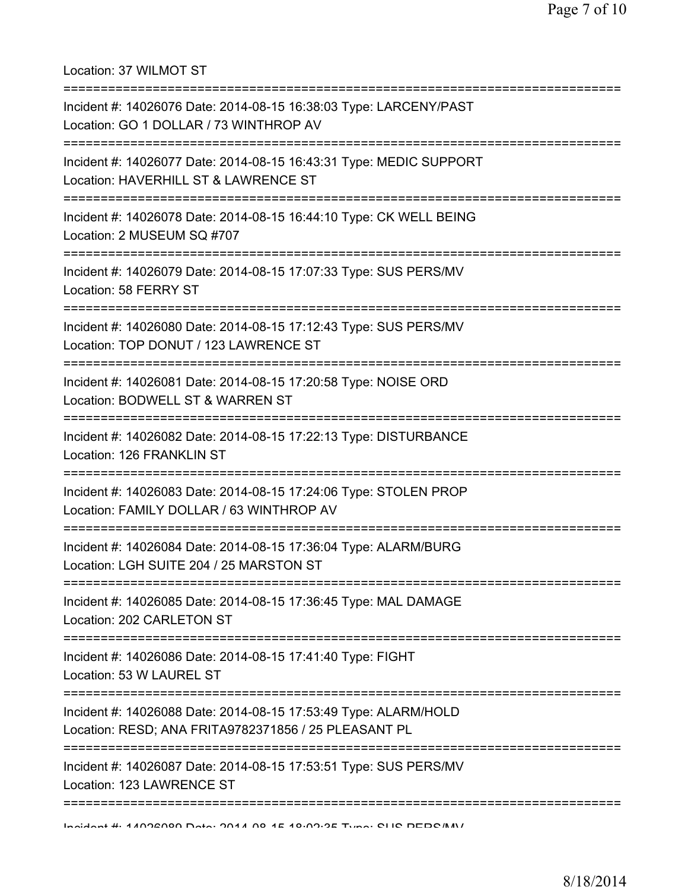Location: 37 WILMOT ST

===========================================================================

Incident #: 14026076 Date: 2014-08-15 16:38:03 Type: LARCENY/PAST
Location: GO 1 DOLLAR / 73 WINTHROP AV

===========================================================================

Incident #: 14026077 Date: 2014-08-15 16:43:31 Type: MEDIC SUPPORT
Location: HAVERHILL ST & LAWRENCE ST

===========================================================================

Incident #: 14026078 Date: 2014-08-15 16:44:10 Type: CK WELL BEING
Location: 2 MUSEUM SQ #707

===========================================================================

Incident #: 14026079 Date: 2014-08-15 17:07:33 Type: SUS PERS/MV
Location: 58 FERRY ST

===========================================================================

Incident #: 14026080 Date: 2014-08-15 17:12:43 Type: SUS PERS/MV
Location: TOP DONUT / 123 LAWRENCE ST

===========================================================================

Incident #: 14026081 Date: 2014-08-15 17:20:58 Type: NOISE ORD
Location: BODWELL ST & WARREN ST

===========================================================================

Incident #: 14026082 Date: 2014-08-15 17:22:13 Type: DISTURBANCE
Location: 126 FRANKLIN ST

===========================================================================

Incident #: 14026083 Date: 2014-08-15 17:24:06 Type: STOLEN PROP
Location: FAMILY DOLLAR / 63 WINTHROP AV

===========================================================================

Incident #: 14026084 Date: 2014-08-15 17:36:04 Type: ALARM/BURG
Location: LGH SUITE 204 / 25 MARSTON ST

===========================================================================

Incident #: 14026085 Date: 2014-08-15 17:36:45 Type: MAL DAMAGE
Location: 202 CARLETON ST

===========================================================================

Incident #: 14026086 Date: 2014-08-15 17:41:40 Type: FIGHT
Location: 53 W LAUREL ST

===========================================================================

Incident #: 14026088 Date: 2014-08-15 17:53:49 Type: ALARM/HOLD
Location: RESD; ANA FRITA9782371856 / 25 PLEASANT PL

===========================================================================

Incident #: 14026087 Date: 2014-08-15 17:53:51 Type: SUS PERS/MV
Location: 123 LAWRENCE ST

===========================================================================

Incident #: 14026089 Date: 2014-08-15 18:02:35 Type: SUS PERS/MV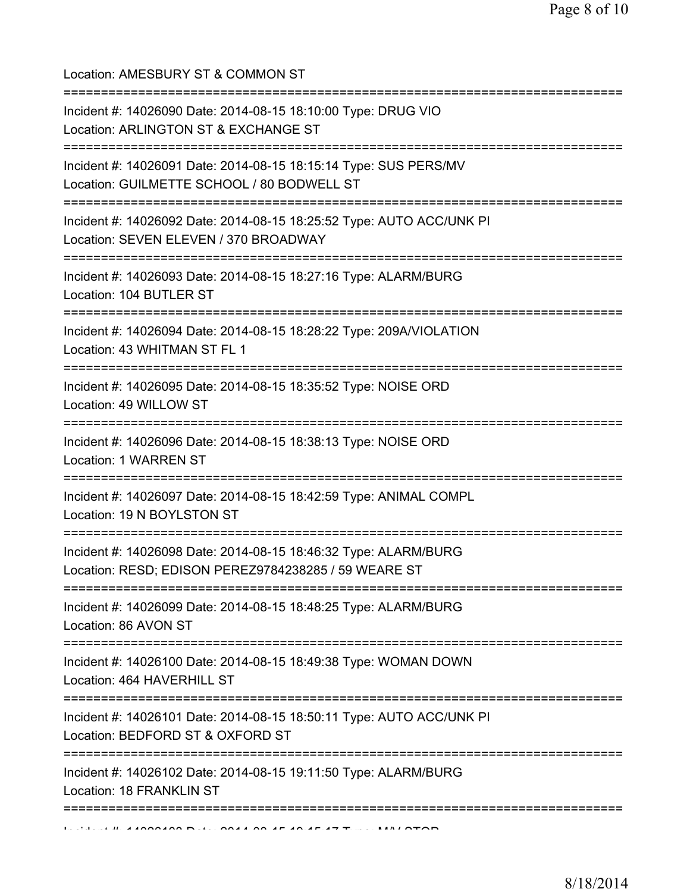Location: AMESBURY ST & COMMON ST

===========================================================================

Incident #: 14026090 Date: 2014-08-15 18:10:00 Type: DRUG VIO

Location: ARLINGTON ST & EXCHANGE ST

===========================================================================

Incident #: 14026091 Date: 2014-08-15 18:15:14 Type: SUS PERS/MV

Location: GUILMETTE SCHOOL / 80 BODWELL ST

===========================================================================

Incident #: 14026092 Date: 2014-08-15 18:25:52 Type: AUTO ACC/UNK PI

Location: SEVEN ELEVEN / 370 BROADWAY

===========================================================================

Incident #: 14026093 Date: 2014-08-15 18:27:16 Type: ALARM/BURG

Location: 104 BUTLER ST

===========================================================================

Incident #: 14026094 Date: 2014-08-15 18:28:22 Type: 209A/VIOLATION

Location: 43 WHITMAN ST FL 1

===========================================================================

Incident #: 14026095 Date: 2014-08-15 18:35:52 Type: NOISE ORD

Location: 49 WILLOW ST

===========================================================================

Incident #: 14026096 Date: 2014-08-15 18:38:13 Type: NOISE ORD

Location: 1 WARREN ST

===========================================================================

Incident #: 14026097 Date: 2014-08-15 18:42:59 Type: ANIMAL COMPL

Location: 19 N BOYLSTON ST

===========================================================================

Incident #: 14026098 Date: 2014-08-15 18:46:32 Type: ALARM/BURG

Location: RESD; EDISON PEREZ9784238285 / 59 WEARE ST

===========================================================================

Incident #: 14026099 Date: 2014-08-15 18:48:25 Type: ALARM/BURG

Location: 86 AVON ST

===========================================================================

Incident #: 14026100 Date: 2014-08-15 18:49:38 Type: WOMAN DOWN

Location: 464 HAVERHILL ST

===========================================================================

Incident #: 14026101 Date: 2014-08-15 18:50:11 Type: AUTO ACC/UNK PI

Location: BEDFORD ST & OXFORD ST

===========================================================================

Incident #: 14026102 Date: 2014-08-15 19:11:50 Type: ALARM/BURG

Location: 18 FRANKLIN ST

===========================================================================

Incident #: 14026103 Date: 2014-08-15 19:15:17 Type: M/V STOP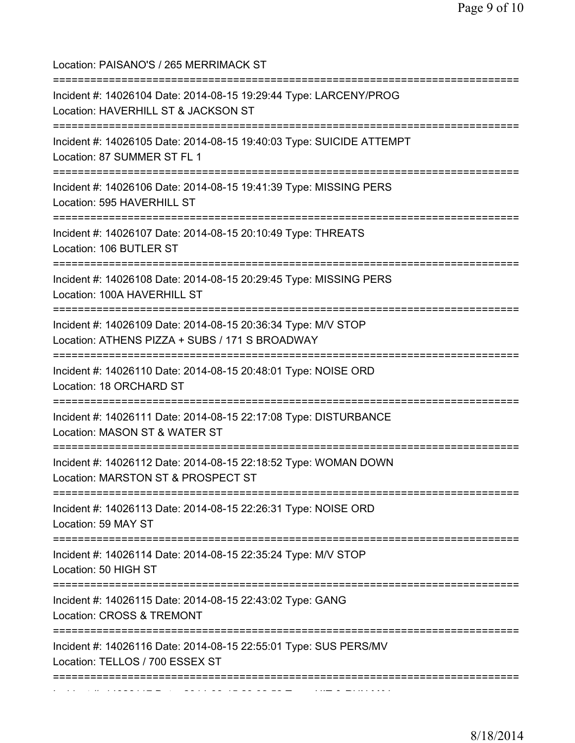Location: PAISANO'S / 265 MERRIMACK ST

===========================================================================

Incident #: 14026104 Date: 2014-08-15 19:29:44 Type: LARCENY/PROG
Location: HAVERHILL ST & JACKSON ST

===========================================================================

Incident #: 14026105 Date: 2014-08-15 19:40:03 Type: SUICIDE ATTEMPT
Location: 87 SUMMER ST FL 1

===========================================================================

Incident #: 14026106 Date: 2014-08-15 19:41:39 Type: MISSING PERS
Location: 595 HAVERHILL ST

===========================================================================

Incident #: 14026107 Date: 2014-08-15 20:10:49 Type: THREATS
Location: 106 BUTLER ST

===========================================================================

Incident #: 14026108 Date: 2014-08-15 20:29:45 Type: MISSING PERS
Location: 100A HAVERHILL ST

===========================================================================

Incident #: 14026109 Date: 2014-08-15 20:36:34 Type: M/V STOP
Location: ATHENS PIZZA + SUBS / 171 S BROADWAY

===========================================================================

Incident #: 14026110 Date: 2014-08-15 20:48:01 Type: NOISE ORD
Location: 18 ORCHARD ST

===========================================================================

Incident #: 14026111 Date: 2014-08-15 22:17:08 Type: DISTURBANCE
Location: MASON ST & WATER ST

===========================================================================

Incident #: 14026112 Date: 2014-08-15 22:18:52 Type: WOMAN DOWN
Location: MARSTON ST & PROSPECT ST

===========================================================================

Incident #: 14026113 Date: 2014-08-15 22:26:31 Type: NOISE ORD
Location: 59 MAY ST

===========================================================================

Incident #: 14026114 Date: 2014-08-15 22:35:24 Type: M/V STOP
Location: 50 HIGH ST

===========================================================================

Incident #: 14026115 Date: 2014-08-15 22:43:02 Type: GANG
Location: CROSS & TREMONT

===========================================================================

Incident #: 14026116 Date: 2014-08-15 22:55:01 Type: SUS PERS/MV
Location: TELLOS / 700 ESSEX ST

===========================================================================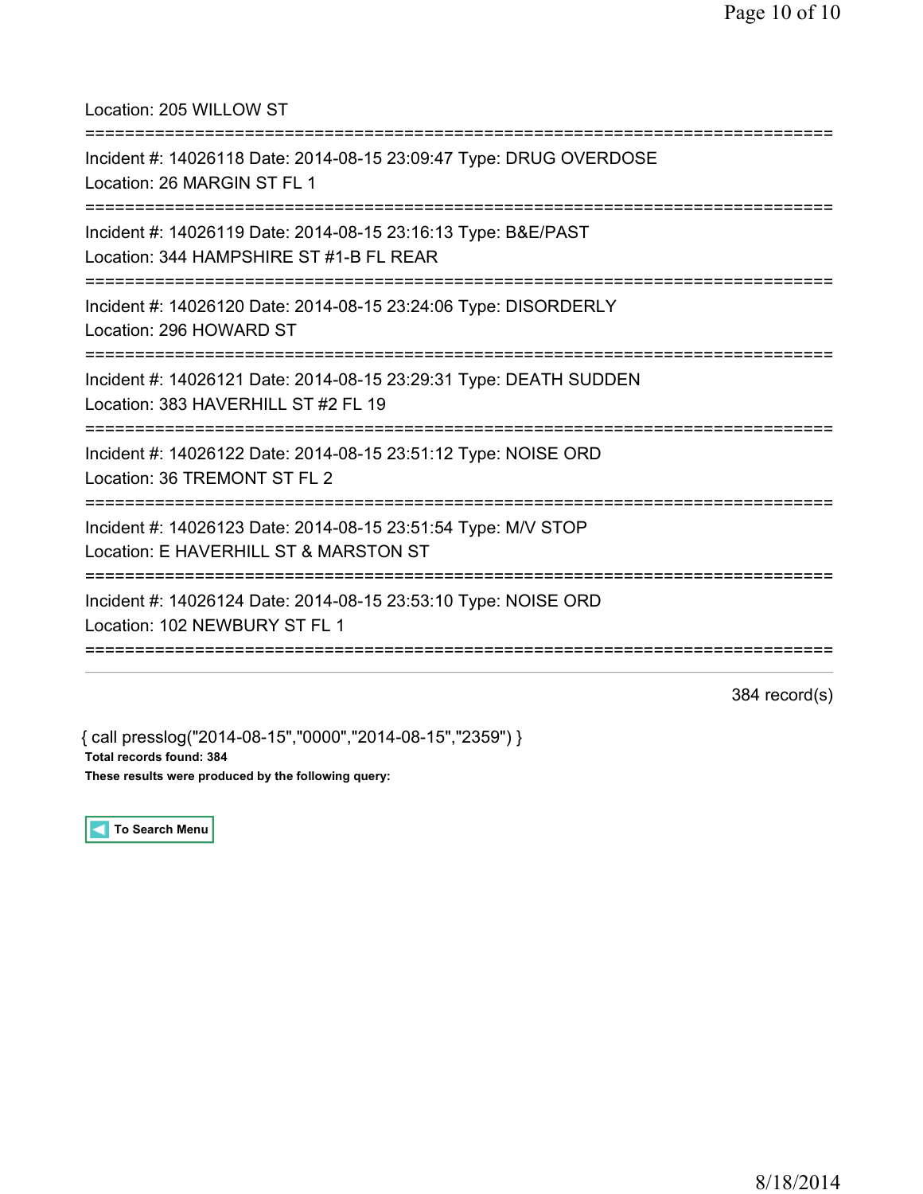Location: 205 WILLOW ST

===========================================================================

Incident #: 14026118 Date: 2014-08-15 23:09:47 Type: DRUG OVERDOSE

Location: 26 MARGIN ST FL 1

===========================================================================

Incident #: 14026119 Date: 2014-08-15 23:16:13 Type: B&E/PAST

Location: 344 HAMPSHIRE ST #1-B FL REAR

===========================================================================

Incident #: 14026120 Date: 2014-08-15 23:24:06 Type: DISORDERLY

Location: 296 HOWARD ST

===========================================================================

Incident #: 14026121 Date: 2014-08-15 23:29:31 Type: DEATH SUDDEN

Location: 383 HAVERHILL ST #2 FL 19

===========================================================================

Incident #: 14026122 Date: 2014-08-15 23:51:12 Type: NOISE ORD

Location: 36 TREMONT ST FL 2

===========================================================================

Incident #: 14026123 Date: 2014-08-15 23:51:54 Type: M/V STOP

Location: E HAVERHILL ST & MARSTON ST

===========================================================================

Incident #: 14026124 Date: 2014-08-15 23:53:10 Type: NOISE ORD

Location: 102 NEWBURY ST FL 1

===========================================================================

384 record(s)

{ call presslog("2014-08-15","0000","2014-08-15","2359") }

**Total records found: 384**

**These results were produced by the following query:**

To Search Menu

8/18/2014